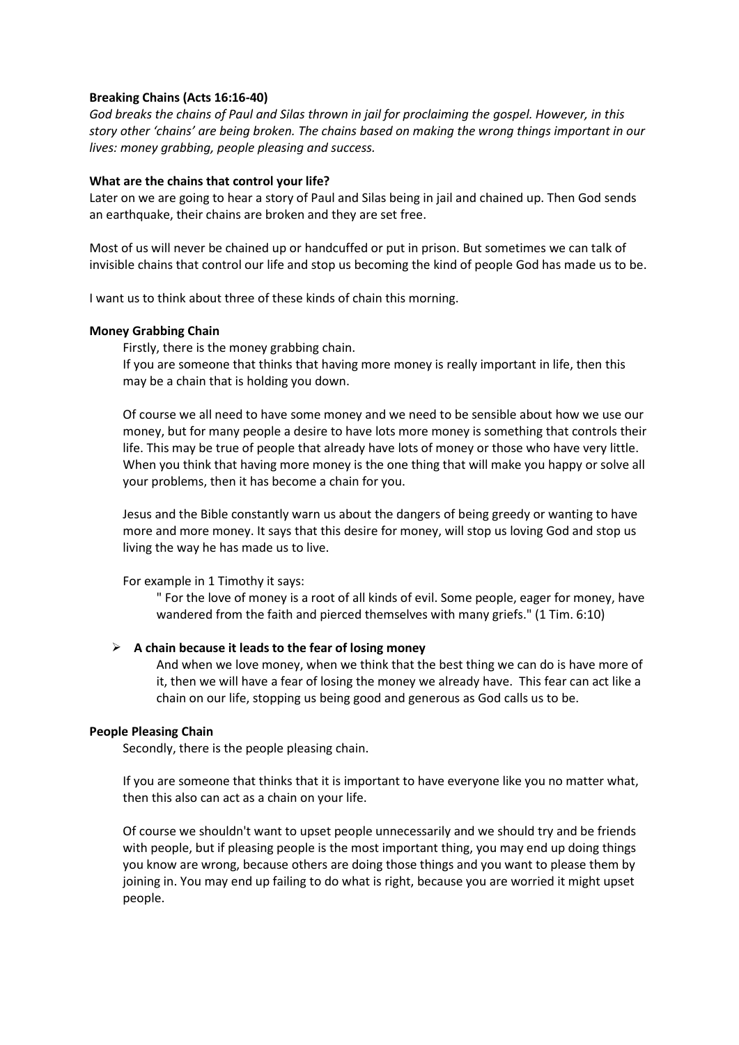**Breaking Chains (Acts 16:16-40)**

*God breaks the chains of Paul and Silas thrown in jail for proclaiming the gospel. However, in this story other 'chains' are being broken. The chains based on making the wrong things important in our lives: money grabbing, people pleasing and success.*

**What are the chains that control your life?**

Later on we are going to hear a story of Paul and Silas being in jail and chained up. Then God sends an earthquake, their chains are broken and they are set free.

Most of us will never be chained up or handcuffed or put in prison. But sometimes we can talk of invisible chains that control our life and stop us becoming the kind of people God has made us to be.

I want us to think about three of these kinds of chain this morning.

**Money Grabbing Chain**

Firstly, there is the money grabbing chain.

If you are someone that thinks that having more money is really important in life, then this may be a chain that is holding you down.

Of course we all need to have some money and we need to be sensible about how we use our money, but for many people a desire to have lots more money is something that controls their life. This may be true of people that already have lots of money or those who have very little. When you think that having more money is the one thing that will make you happy or solve all your problems, then it has become a chain for you.

Jesus and the Bible constantly warn us about the dangers of being greedy or wanting to have more and more money. It says that this desire for money, will stop us loving God and stop us living the way he has made us to live.

For example in 1 Timothy it says:

> " For the love of money is a root of all kinds of evil. Some people, eager for money, have wandered from the faith and pierced themselves with many griefs." (1 Tim. 6:10)

- **A chain because it leads to the fear of losing money**

  And when we love money, when we think that the best thing we can do is have more of it, then we will have a fear of losing the money we already have. This fear can act like a chain on our life, stopping us being good and generous as God calls us to be.

**People Pleasing Chain**

Secondly, there is the people pleasing chain.

If you are someone that thinks that it is important to have everyone like you no matter what, then this also can act as a chain on your life.

Of course we shouldn't want to upset people unnecessarily and we should try and be friends with people, but if pleasing people is the most important thing, you may end up doing things you know are wrong, because others are doing those things and you want to please them by joining in. You may end up failing to do what is right, because you are worried it might upset people.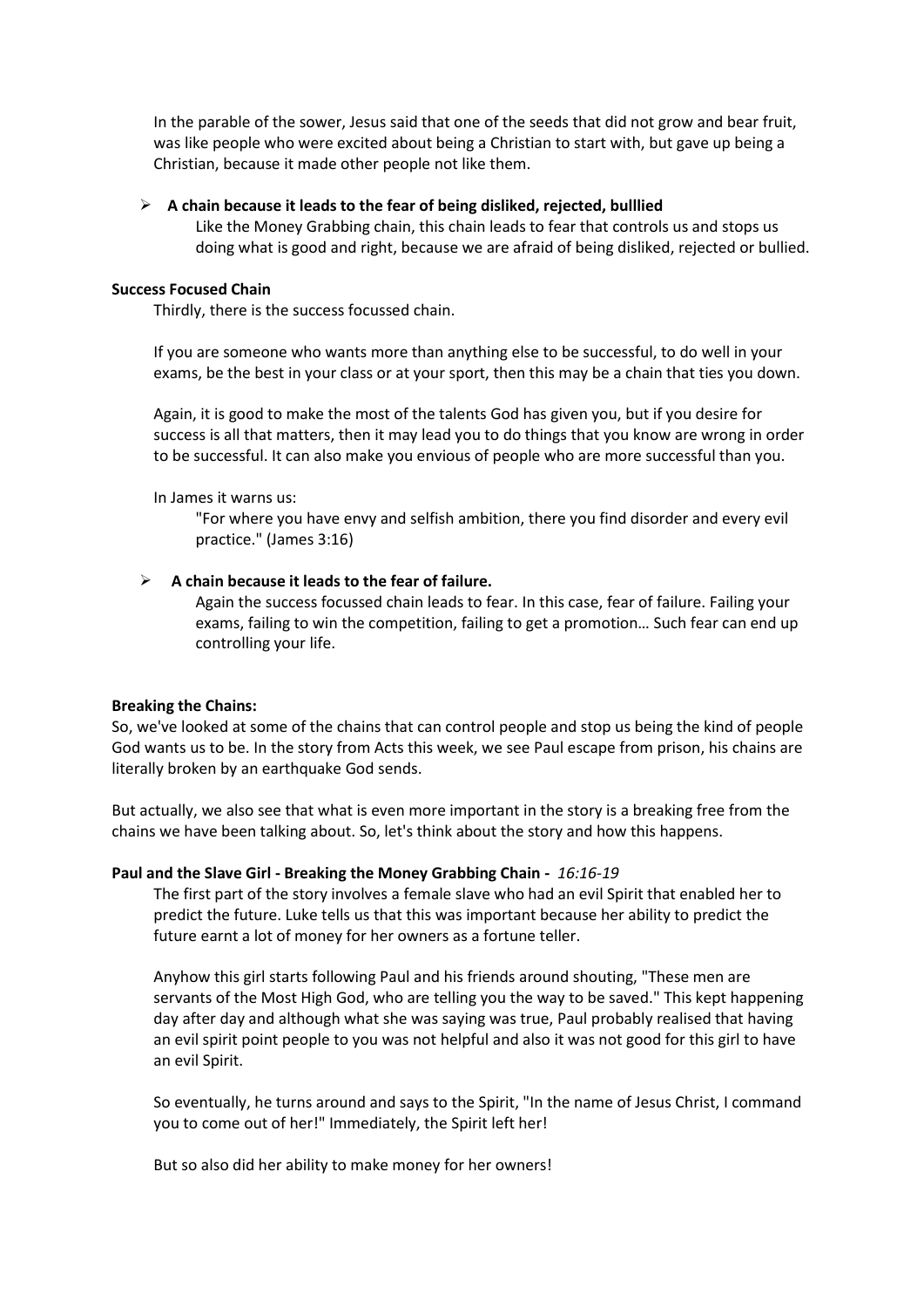In the parable of the sower, Jesus said that one of the seeds that did not grow and bear fruit, was like people who were excited about being a Christian to start with, but gave up being a Christian, because it made other people not like them.

- **A chain because it leads to the fear of being disliked, rejected, bulllied**
  Like the Money Grabbing chain, this chain leads to fear that controls us and stops us doing what is good and right, because we are afraid of being disliked, rejected or bullied.

**Success Focused Chain**

Thirdly, there is the success focussed chain.

If you are someone who wants more than anything else to be successful, to do well in your exams, be the best in your class or at your sport, then this may be a chain that ties you down.

Again, it is good to make the most of the talents God has given you, but if you desire for success is all that matters, then it may lead you to do things that you know are wrong in order to be successful. It can also make you envious of people who are more successful than you.

In James it warns us:

> "For where you have envy and selfish ambition, there you find disorder and every evil practice." (James 3:16)

- **A chain because it leads to the fear of failure.**
  Again the success focussed chain leads to fear. In this case, fear of failure. Failing your exams, failing to win the competition, failing to get a promotion… Such fear can end up controlling your life.

**Breaking the Chains:**

So, we've looked at some of the chains that can control people and stop us being the kind of people God wants us to be. In the story from Acts this week, we see Paul escape from prison, his chains are literally broken by an earthquake God sends.

But actually, we also see that what is even more important in the story is a breaking free from the chains we have been talking about. So, let's think about the story and how this happens.

**Paul and the Slave Girl - Breaking the Money Grabbing Chain -** *16:16-19*

The first part of the story involves a female slave who had an evil Spirit that enabled her to predict the future. Luke tells us that this was important because her ability to predict the future earnt a lot of money for her owners as a fortune teller.

Anyhow this girl starts following Paul and his friends around shouting, "These men are servants of the Most High God, who are telling you the way to be saved." This kept happening day after day and although what she was saying was true, Paul probably realised that having an evil spirit point people to you was not helpful and also it was not good for this girl to have an evil Spirit.

So eventually, he turns around and says to the Spirit, "In the name of Jesus Christ, I command you to come out of her!" Immediately, the Spirit left her!

But so also did her ability to make money for her owners!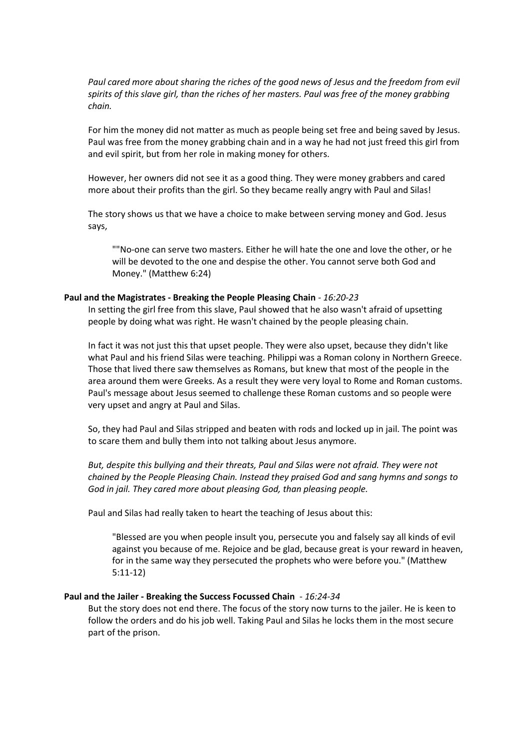*Paul cared more about sharing the riches of the good news of Jesus and the freedom from evil spirits of this slave girl, than the riches of her masters. Paul was free of the money grabbing chain.*

For him the money did not matter as much as people being set free and being saved by Jesus. Paul was free from the money grabbing chain and in a way he had not just freed this girl from and evil spirit, but from her role in making money for others.

However, her owners did not see it as a good thing. They were money grabbers and cared more about their profits than the girl. So they became really angry with Paul and Silas!

The story shows us that we have a choice to make between serving money and God. Jesus says,

> ""No-one can serve two masters. Either he will hate the one and love the other, or he will be devoted to the one and despise the other. You cannot serve both God and Money." (Matthew 6:24)

**Paul and the Magistrates - Breaking the People Pleasing Chain** - *16:20-23*

In setting the girl free from this slave, Paul showed that he also wasn't afraid of upsetting people by doing what was right. He wasn't chained by the people pleasing chain.

In fact it was not just this that upset people. They were also upset, because they didn't like what Paul and his friend Silas were teaching. Philippi was a Roman colony in Northern Greece. Those that lived there saw themselves as Romans, but knew that most of the people in the area around them were Greeks. As a result they were very loyal to Rome and Roman customs. Paul's message about Jesus seemed to challenge these Roman customs and so people were very upset and angry at Paul and Silas.

So, they had Paul and Silas stripped and beaten with rods and locked up in jail. The point was to scare them and bully them into not talking about Jesus anymore.

*But, despite this bullying and their threats, Paul and Silas were not afraid. They were not chained by the People Pleasing Chain. Instead they praised God and sang hymns and songs to God in jail. They cared more about pleasing God, than pleasing people.*

Paul and Silas had really taken to heart the teaching of Jesus about this:

> "Blessed are you when people insult you, persecute you and falsely say all kinds of evil against you because of me. Rejoice and be glad, because great is your reward in heaven, for in the same way they persecuted the prophets who were before you." (Matthew 5:11-12)

**Paul and the Jailer - Breaking the Success Focussed Chain** - *16:24-34*

But the story does not end there. The focus of the story now turns to the jailer. He is keen to follow the orders and do his job well. Taking Paul and Silas he locks them in the most secure part of the prison.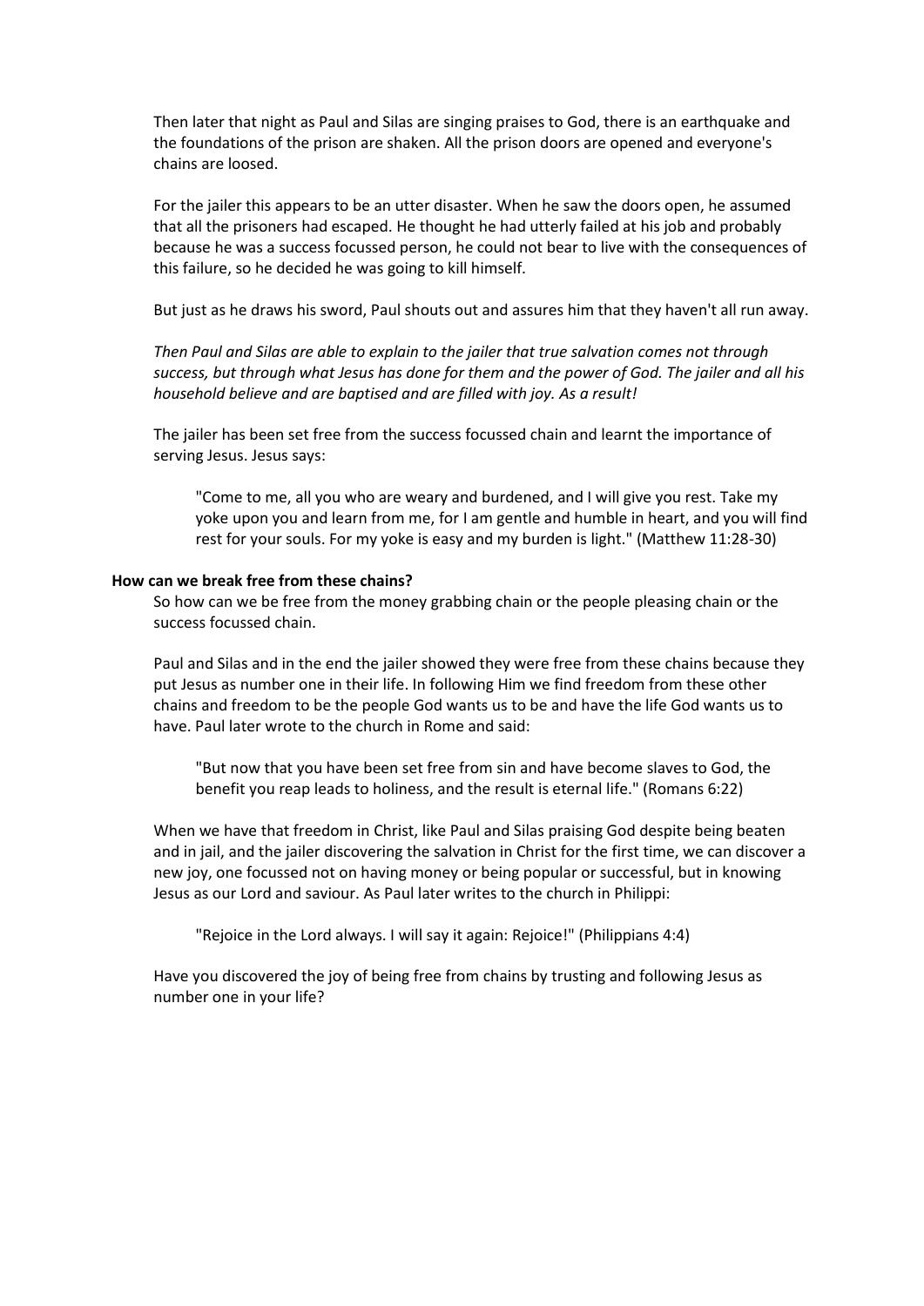Then later that night as Paul and Silas are singing praises to God, there is an earthquake and the foundations of the prison are shaken. All the prison doors are opened and everyone's chains are loosed.

For the jailer this appears to be an utter disaster. When he saw the doors open, he assumed that all the prisoners had escaped. He thought he had utterly failed at his job and probably because he was a success focussed person, he could not bear to live with the consequences of this failure, so he decided he was going to kill himself.

But just as he draws his sword, Paul shouts out and assures him that they haven't all run away.

*Then Paul and Silas are able to explain to the jailer that true salvation comes not through success, but through what Jesus has done for them and the power of God. The jailer and all his household believe and are baptised and are filled with joy. As a result!*

The jailer has been set free from the success focussed chain and learnt the importance of serving Jesus. Jesus says:

> "Come to me, all you who are weary and burdened, and I will give you rest. Take my yoke upon you and learn from me, for I am gentle and humble in heart, and you will find rest for your souls. For my yoke is easy and my burden is light." (Matthew 11:28-30)

**How can we break free from these chains?**

So how can we be free from the money grabbing chain or the people pleasing chain or the success focussed chain.

Paul and Silas and in the end the jailer showed they were free from these chains because they put Jesus as number one in their life. In following Him we find freedom from these other chains and freedom to be the people God wants us to be and have the life God wants us to have. Paul later wrote to the church in Rome and said:

> "But now that you have been set free from sin and have become slaves to God, the benefit you reap leads to holiness, and the result is eternal life." (Romans 6:22)

When we have that freedom in Christ, like Paul and Silas praising God despite being beaten and in jail, and the jailer discovering the salvation in Christ for the first time, we can discover a new joy, one focussed not on having money or being popular or successful, but in knowing Jesus as our Lord and saviour. As Paul later writes to the church in Philippi:

> "Rejoice in the Lord always. I will say it again: Rejoice!" (Philippians 4:4)

Have you discovered the joy of being free from chains by trusting and following Jesus as number one in your life?